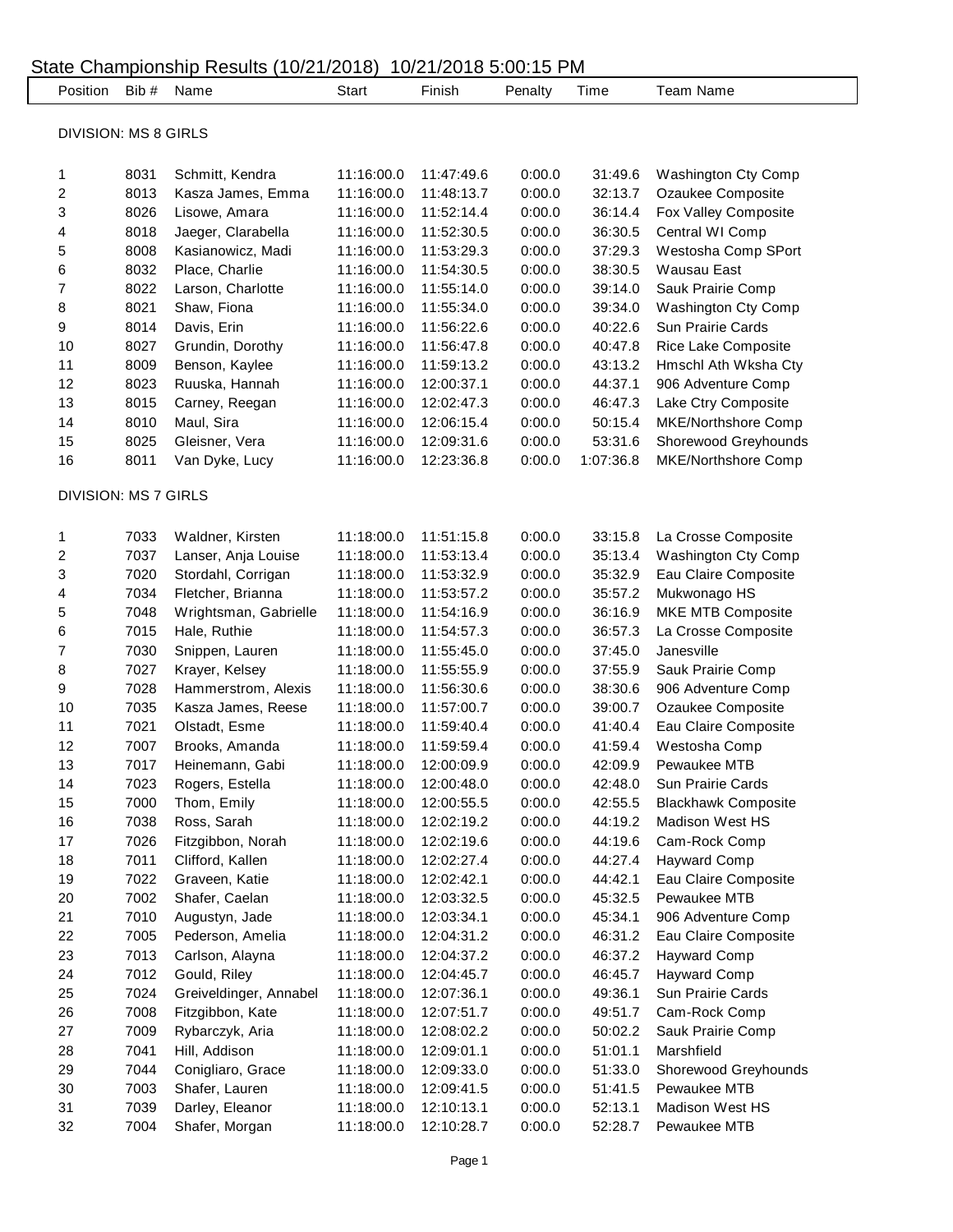# State Championship Results (10/21/2018) 10/21/2018 5:00:15 PM

| Position | Bib # | Name | Start | Finish | Penalty | Time | Team Name |
|---|---|---|---|---|---|---|---|
| **DIVISION: MS 8 GIRLS** | | | | | | | |
| 1 | 8031 | Schmitt, Kendra | 11:16:00.0 | 11:47:49.6 | 0:00.0 | 31:49.6 | Washington Cty Comp |
| 2 | 8013 | Kasza James, Emma | 11:16:00.0 | 11:48:13.7 | 0:00.0 | 32:13.7 | Ozaukee Composite |
| 3 | 8026 | Lisowe, Amara | 11:16:00.0 | 11:52:14.4 | 0:00.0 | 36:14.4 | Fox Valley Composite |
| 4 | 8018 | Jaeger, Clarabella | 11:16:00.0 | 11:52:30.5 | 0:00.0 | 36:30.5 | Central WI Comp |
| 5 | 8008 | Kasianowicz, Madi | 11:16:00.0 | 11:53:29.3 | 0:00.0 | 37:29.3 | Westosha Comp SPort |
| 6 | 8032 | Place, Charlie | 11:16:00.0 | 11:54:30.5 | 0:00.0 | 38:30.5 | Wausau East |
| 7 | 8022 | Larson, Charlotte | 11:16:00.0 | 11:55:14.0 | 0:00.0 | 39:14.0 | Sauk Prairie Comp |
| 8 | 8021 | Shaw, Fiona | 11:16:00.0 | 11:55:34.0 | 0:00.0 | 39:34.0 | Washington Cty Comp |
| 9 | 8014 | Davis, Erin | 11:16:00.0 | 11:56:22.6 | 0:00.0 | 40:22.6 | Sun Prairie Cards |
| 10 | 8027 | Grundin, Dorothy | 11:16:00.0 | 11:56:47.8 | 0:00.0 | 40:47.8 | Rice Lake Composite |
| 11 | 8009 | Benson, Kaylee | 11:16:00.0 | 11:59:13.2 | 0:00.0 | 43:13.2 | Hmschl Ath Wksha Cty |
| 12 | 8023 | Ruuska, Hannah | 11:16:00.0 | 12:00:37.1 | 0:00.0 | 44:37.1 | 906 Adventure Comp |
| 13 | 8015 | Carney, Reegan | 11:16:00.0 | 12:02:47.3 | 0:00.0 | 46:47.3 | Lake Ctry Composite |
| 14 | 8010 | Maul, Sira | 11:16:00.0 | 12:06:15.4 | 0:00.0 | 50:15.4 | MKE/Northshore Comp |
| 15 | 8025 | Gleisner, Vera | 11:16:00.0 | 12:09:31.6 | 0:00.0 | 53:31.6 | Shorewood Greyhounds |
| 16 | 8011 | Van Dyke, Lucy | 11:16:00.0 | 12:23:36.8 | 0:00.0 | 1:07:36.8 | MKE/Northshore Comp |
| **DIVISION: MS 7 GIRLS** | | | | | | | |
| 1 | 7033 | Waldner, Kirsten | 11:18:00.0 | 11:51:15.8 | 0:00.0 | 33:15.8 | La Crosse Composite |
| 2 | 7037 | Lanser, Anja Louise | 11:18:00.0 | 11:53:13.4 | 0:00.0 | 35:13.4 | Washington Cty Comp |
| 3 | 7020 | Stordahl, Corrigan | 11:18:00.0 | 11:53:32.9 | 0:00.0 | 35:32.9 | Eau Claire Composite |
| 4 | 7034 | Fletcher, Brianna | 11:18:00.0 | 11:53:57.2 | 0:00.0 | 35:57.2 | Mukwonago HS |
| 5 | 7048 | Wrightsman, Gabrielle | 11:18:00.0 | 11:54:16.9 | 0:00.0 | 36:16.9 | MKE MTB Composite |
| 6 | 7015 | Hale, Ruthie | 11:18:00.0 | 11:54:57.3 | 0:00.0 | 36:57.3 | La Crosse Composite |
| 7 | 7030 | Snippen, Lauren | 11:18:00.0 | 11:55:45.0 | 0:00.0 | 37:45.0 | Janesville |
| 8 | 7027 | Krayer, Kelsey | 11:18:00.0 | 11:55:55.9 | 0:00.0 | 37:55.9 | Sauk Prairie Comp |
| 9 | 7028 | Hammerstrom, Alexis | 11:18:00.0 | 11:56:30.6 | 0:00.0 | 38:30.6 | 906 Adventure Comp |
| 10 | 7035 | Kasza James, Reese | 11:18:00.0 | 11:57:00.7 | 0:00.0 | 39:00.7 | Ozaukee Composite |
| 11 | 7021 | Olstadt, Esme | 11:18:00.0 | 11:59:40.4 | 0:00.0 | 41:40.4 | Eau Claire Composite |
| 12 | 7007 | Brooks, Amanda | 11:18:00.0 | 11:59:59.4 | 0:00.0 | 41:59.4 | Westosha Comp |
| 13 | 7017 | Heinemann, Gabi | 11:18:00.0 | 12:00:09.9 | 0:00.0 | 42:09.9 | Pewaukee MTB |
| 14 | 7023 | Rogers, Estella | 11:18:00.0 | 12:00:48.0 | 0:00.0 | 42:48.0 | Sun Prairie Cards |
| 15 | 7000 | Thom, Emily | 11:18:00.0 | 12:00:55.5 | 0:00.0 | 42:55.5 | Blackhawk Composite |
| 16 | 7038 | Ross, Sarah | 11:18:00.0 | 12:02:19.2 | 0:00.0 | 44:19.2 | Madison West HS |
| 17 | 7026 | Fitzgibbon, Norah | 11:18:00.0 | 12:02:19.6 | 0:00.0 | 44:19.6 | Cam-Rock Comp |
| 18 | 7011 | Clifford, Kallen | 11:18:00.0 | 12:02:27.4 | 0:00.0 | 44:27.4 | Hayward Comp |
| 19 | 7022 | Graveen, Katie | 11:18:00.0 | 12:02:42.1 | 0:00.0 | 44:42.1 | Eau Claire Composite |
| 20 | 7002 | Shafer, Caelan | 11:18:00.0 | 12:03:32.5 | 0:00.0 | 45:32.5 | Pewaukee MTB |
| 21 | 7010 | Augustyn, Jade | 11:18:00.0 | 12:03:34.1 | 0:00.0 | 45:34.1 | 906 Adventure Comp |
| 22 | 7005 | Pederson, Amelia | 11:18:00.0 | 12:04:31.2 | 0:00.0 | 46:31.2 | Eau Claire Composite |
| 23 | 7013 | Carlson, Alayna | 11:18:00.0 | 12:04:37.2 | 0:00.0 | 46:37.2 | Hayward Comp |
| 24 | 7012 | Gould, Riley | 11:18:00.0 | 12:04:45.7 | 0:00.0 | 46:45.7 | Hayward Comp |
| 25 | 7024 | Greiveldinger, Annabel | 11:18:00.0 | 12:07:36.1 | 0:00.0 | 49:36.1 | Sun Prairie Cards |
| 26 | 7008 | Fitzgibbon, Kate | 11:18:00.0 | 12:07:51.7 | 0:00.0 | 49:51.7 | Cam-Rock Comp |
| 27 | 7009 | Rybarczyk, Aria | 11:18:00.0 | 12:08:02.2 | 0:00.0 | 50:02.2 | Sauk Prairie Comp |
| 28 | 7041 | Hill, Addison | 11:18:00.0 | 12:09:01.1 | 0:00.0 | 51:01.1 | Marshfield |
| 29 | 7044 | Conigliaro, Grace | 11:18:00.0 | 12:09:33.0 | 0:00.0 | 51:33.0 | Shorewood Greyhounds |
| 30 | 7003 | Shafer, Lauren | 11:18:00.0 | 12:09:41.5 | 0:00.0 | 51:41.5 | Pewaukee MTB |
| 31 | 7039 | Darley, Eleanor | 11:18:00.0 | 12:10:13.1 | 0:00.0 | 52:13.1 | Madison West HS |
| 32 | 7004 | Shafer, Morgan | 11:18:00.0 | 12:10:28.7 | 0:00.0 | 52:28.7 | Pewaukee MTB |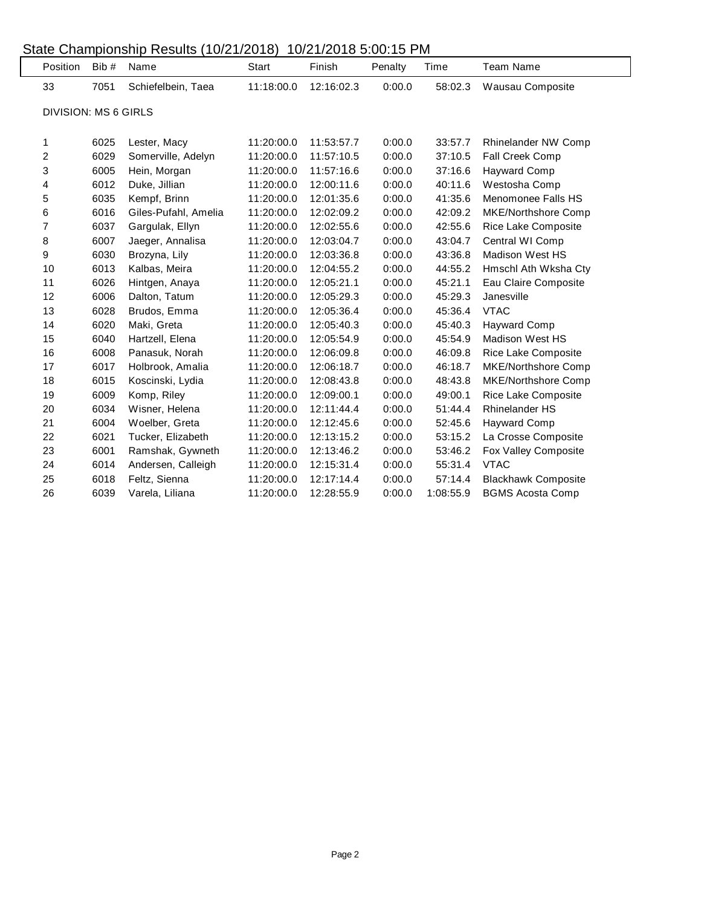## State Championship Results (10/21/2018) 10/21/2018 5:00:15 PM

| Position | Bib # | Name | Start | Finish | Penalty | Time | Team Name |
|---|---|---|---|---|---|---|---|
| 33 | 7051 | Schiefelbein, Taea | 11:18:00.0 | 12:16:02.3 | 0:00.0 | 58:02.3 | Wausau Composite |

DIVISION: MS 6 GIRLS

| Position | Bib # | Name | Start | Finish | Penalty | Time | Team Name |
|---|---|---|---|---|---|---|---|
| 1 | 6025 | Lester, Macy | 11:20:00.0 | 11:53:57.7 | 0:00.0 | 33:57.7 | Rhinelander NW Comp |
| 2 | 6029 | Somerville, Adelyn | 11:20:00.0 | 11:57:10.5 | 0:00.0 | 37:10.5 | Fall Creek Comp |
| 3 | 6005 | Hein, Morgan | 11:20:00.0 | 11:57:16.6 | 0:00.0 | 37:16.6 | Hayward Comp |
| 4 | 6012 | Duke, Jillian | 11:20:00.0 | 12:00:11.6 | 0:00.0 | 40:11.6 | Westosha Comp |
| 5 | 6035 | Kempf, Brinn | 11:20:00.0 | 12:01:35.6 | 0:00.0 | 41:35.6 | Menomonee Falls HS |
| 6 | 6016 | Giles-Pufahl, Amelia | 11:20:00.0 | 12:02:09.2 | 0:00.0 | 42:09.2 | MKE/Northshore Comp |
| 7 | 6037 | Gargulak, Ellyn | 11:20:00.0 | 12:02:55.6 | 0:00.0 | 42:55.6 | Rice Lake Composite |
| 8 | 6007 | Jaeger, Annalisa | 11:20:00.0 | 12:03:04.7 | 0:00.0 | 43:04.7 | Central WI Comp |
| 9 | 6030 | Brozyna, Lily | 11:20:00.0 | 12:03:36.8 | 0:00.0 | 43:36.8 | Madison West HS |
| 10 | 6013 | Kalbas, Meira | 11:20:00.0 | 12:04:55.2 | 0:00.0 | 44:55.2 | Hmschl Ath Wksha Cty |
| 11 | 6026 | Hintgen, Anaya | 11:20:00.0 | 12:05:21.1 | 0:00.0 | 45:21.1 | Eau Claire Composite |
| 12 | 6006 | Dalton, Tatum | 11:20:00.0 | 12:05:29.3 | 0:00.0 | 45:29.3 | Janesville |
| 13 | 6028 | Brudos, Emma | 11:20:00.0 | 12:05:36.4 | 0:00.0 | 45:36.4 | VTAC |
| 14 | 6020 | Maki, Greta | 11:20:00.0 | 12:05:40.3 | 0:00.0 | 45:40.3 | Hayward Comp |
| 15 | 6040 | Hartzell, Elena | 11:20:00.0 | 12:05:54.9 | 0:00.0 | 45:54.9 | Madison West HS |
| 16 | 6008 | Panasuk, Norah | 11:20:00.0 | 12:06:09.8 | 0:00.0 | 46:09.8 | Rice Lake Composite |
| 17 | 6017 | Holbrook, Amalia | 11:20:00.0 | 12:06:18.7 | 0:00.0 | 46:18.7 | MKE/Northshore Comp |
| 18 | 6015 | Koscinski, Lydia | 11:20:00.0 | 12:08:43.8 | 0:00.0 | 48:43.8 | MKE/Northshore Comp |
| 19 | 6009 | Komp, Riley | 11:20:00.0 | 12:09:00.1 | 0:00.0 | 49:00.1 | Rice Lake Composite |
| 20 | 6034 | Wisner, Helena | 11:20:00.0 | 12:11:44.4 | 0:00.0 | 51:44.4 | Rhinelander HS |
| 21 | 6004 | Woelber, Greta | 11:20:00.0 | 12:12:45.6 | 0:00.0 | 52:45.6 | Hayward Comp |
| 22 | 6021 | Tucker, Elizabeth | 11:20:00.0 | 12:13:15.2 | 0:00.0 | 53:15.2 | La Crosse Composite |
| 23 | 6001 | Ramshak, Gywneth | 11:20:00.0 | 12:13:46.2 | 0:00.0 | 53:46.2 | Fox Valley Composite |
| 24 | 6014 | Andersen, Calleigh | 11:20:00.0 | 12:15:31.4 | 0:00.0 | 55:31.4 | VTAC |
| 25 | 6018 | Feltz, Sienna | 11:20:00.0 | 12:17:14.4 | 0:00.0 | 57:14.4 | Blackhawk Composite |
| 26 | 6039 | Varela, Liliana | 11:20:00.0 | 12:28:55.9 | 0:00.0 | 1:08:55.9 | BGMS Acosta Comp |